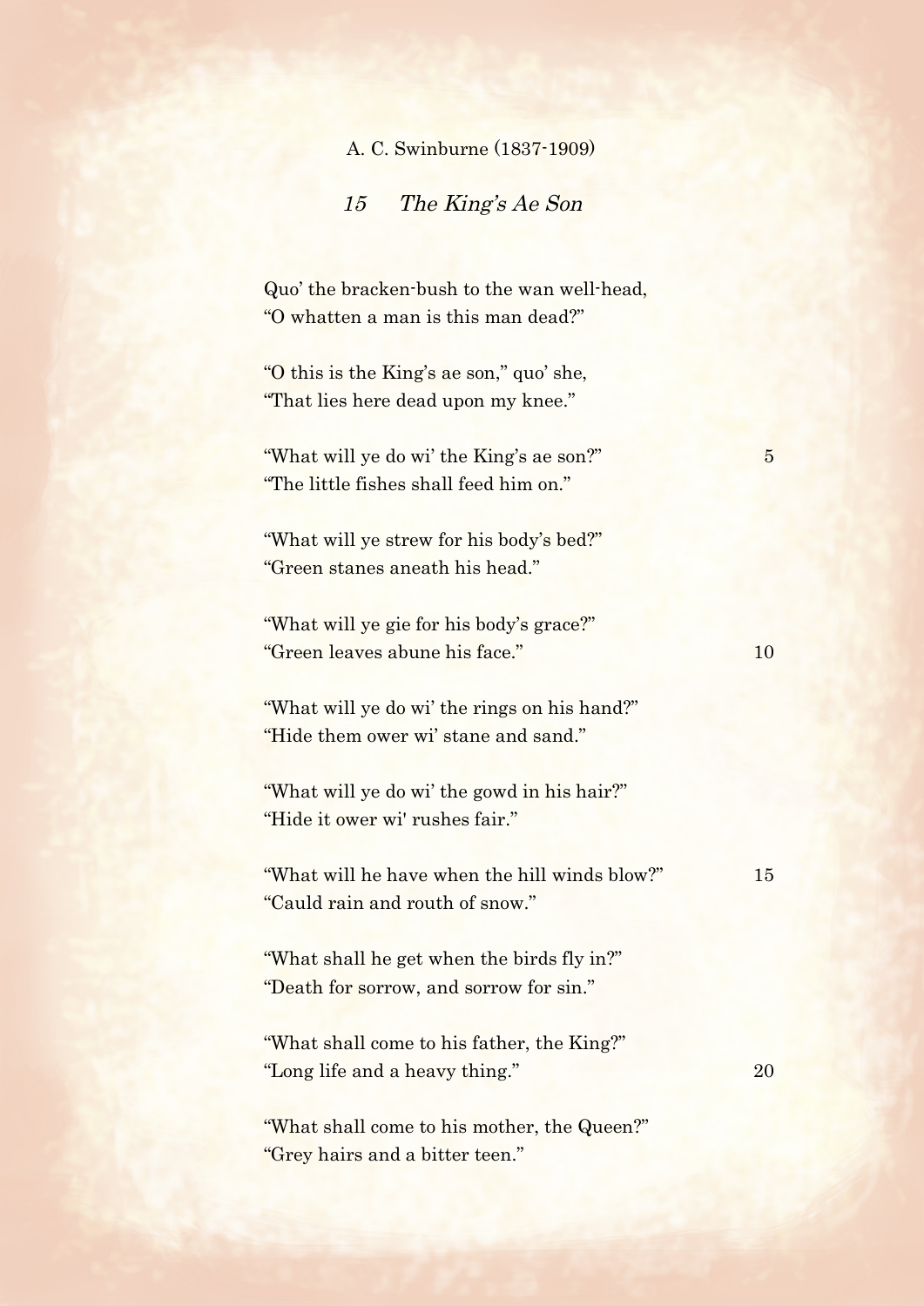A. C. Swinburne (1837-1909)

## *15 The King's Ae Son*

Quo' the bracken-bush to the wan well-head,  
"O whatten a man is this man dead?"

"O this is the King's ae son," quo' she,  
"That lies here dead upon my knee."

"What will ye do wi' the King's ae son?"  
"The little fishes shall feed him on."

"What will ye strew for his body's bed?"  
"Green stanes aneath his head."

"What will ye gie for his body's grace?"  
"Green leaves abune his face."

"What will ye do wi' the rings on his hand?"  
"Hide them ower wi' stane and sand."

"What will ye do wi' the gowd in his hair?"  
"Hide it ower wi' rushes fair."

"What will he have when the hill winds blow?"  
"Cauld rain and routh of snow."

"What shall he get when the birds fly in?"  
"Death for sorrow, and sorrow for sin."

"What shall come to his father, the King?"  
"Long life and a heavy thing."

"What shall come to his mother, the Queen?"  
"Grey hairs and a bitter teen."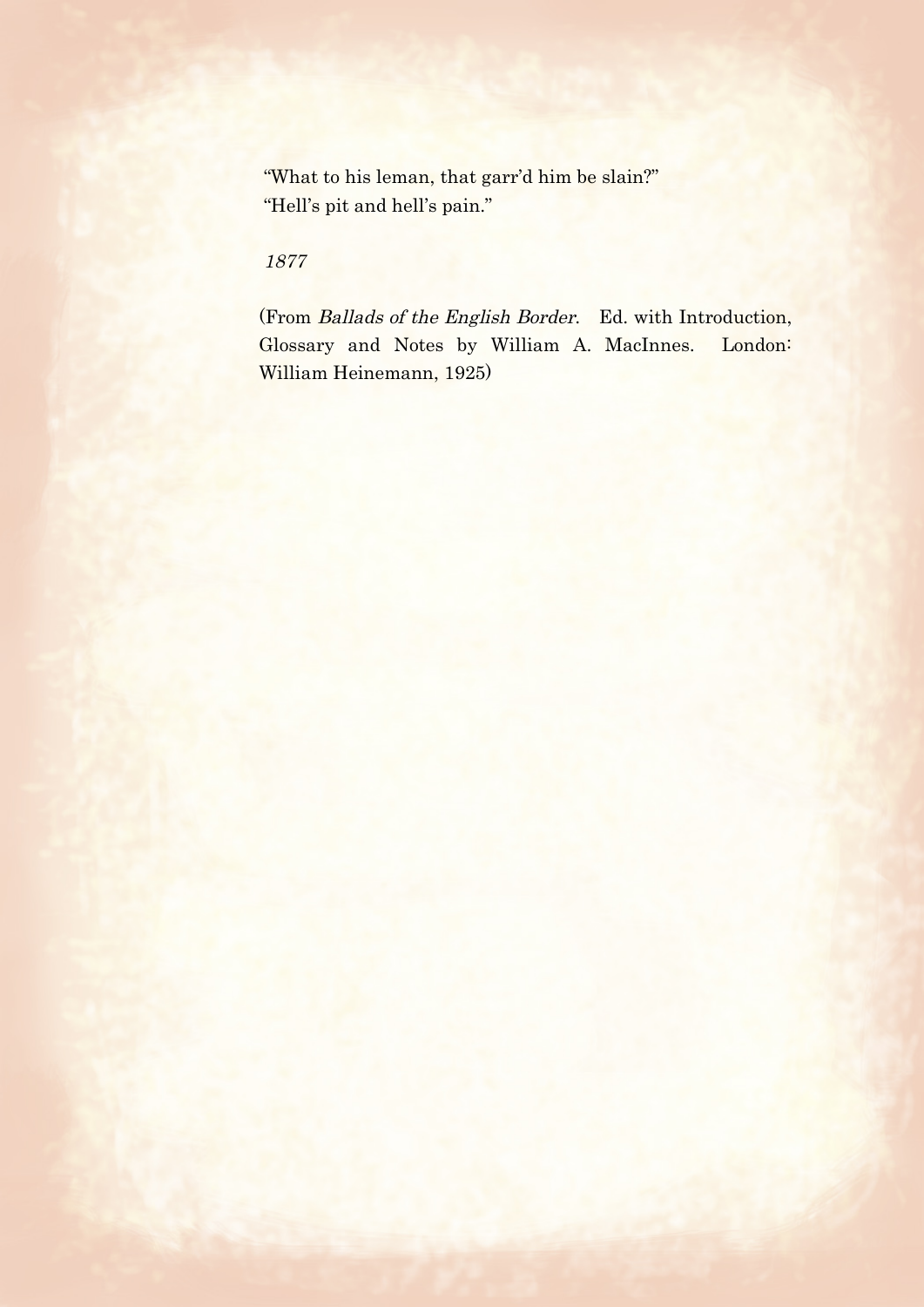"What to his leman, that garr'd him be slain?"
"Hell's pit and hell's pain."

*1877*

(From *Ballads of the English Border*. Ed. with Introduction, Glossary and Notes by William A. MacInnes. London: William Heinemann, 1925)